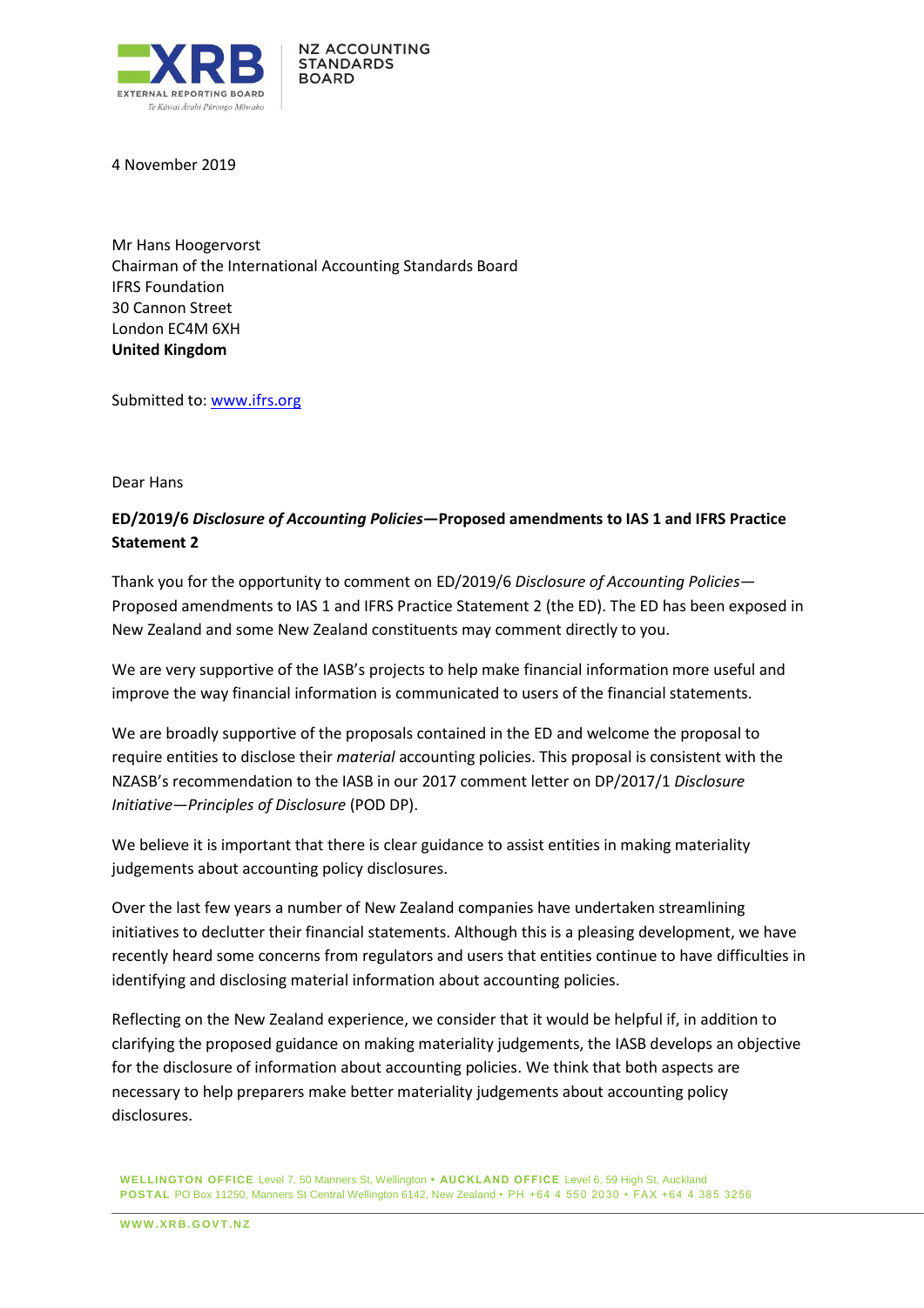XRB EXTERNAL REPORTING BOARD
Te Kāwai Ārahi Pūrongo Mōwaho

NZ ACCOUNTING STANDARDS BOARD

4 November 2019

Mr Hans Hoogervorst
Chairman of the International Accounting Standards Board
IFRS Foundation
30 Cannon Street
London EC4M 6XH
**United Kingdom**

Submitted to: www.ifrs.org

Dear Hans

**ED/2019/6 *Disclosure of Accounting Policies*—Proposed amendments to IAS 1 and IFRS Practice Statement 2**

Thank you for the opportunity to comment on ED/2019/6 *Disclosure of Accounting Policies*—Proposed amendments to IAS 1 and IFRS Practice Statement 2 (the ED). The ED has been exposed in New Zealand and some New Zealand constituents may comment directly to you.

We are very supportive of the IASB's projects to help make financial information more useful and improve the way financial information is communicated to users of the financial statements.

We are broadly supportive of the proposals contained in the ED and welcome the proposal to require entities to disclose their *material* accounting policies. This proposal is consistent with the NZASB's recommendation to the IASB in our 2017 comment letter on DP/2017/1 *Disclosure Initiative—Principles of Disclosure* (POD DP).

We believe it is important that there is clear guidance to assist entities in making materiality judgements about accounting policy disclosures.

Over the last few years a number of New Zealand companies have undertaken streamlining initiatives to declutter their financial statements. Although this is a pleasing development, we have recently heard some concerns from regulators and users that entities continue to have difficulties in identifying and disclosing material information about accounting policies.

Reflecting on the New Zealand experience, we consider that it would be helpful if, in addition to clarifying the proposed guidance on making materiality judgements, the IASB develops an objective for the disclosure of information about accounting policies. We think that both aspects are necessary to help preparers make better materiality judgements about accounting policy disclosures.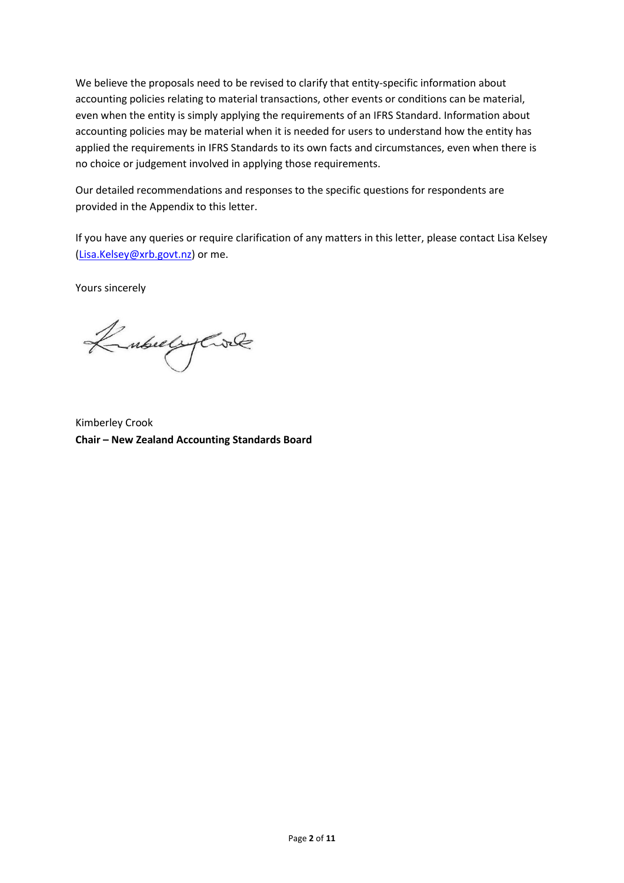We believe the proposals need to be revised to clarify that entity-specific information about accounting policies relating to material transactions, other events or conditions can be material, even when the entity is simply applying the requirements of an IFRS Standard. Information about accounting policies may be material when it is needed for users to understand how the entity has applied the requirements in IFRS Standards to its own facts and circumstances, even when there is no choice or judgement involved in applying those requirements.

Our detailed recommendations and responses to the specific questions for respondents are provided in the Appendix to this letter.

If you have any queries or require clarification of any matters in this letter, please contact Lisa Kelsey (Lisa.Kelsey@xrb.govt.nz) or me.

Yours sincerely

Kimberley Crook
**Chair – New Zealand Accounting Standards Board**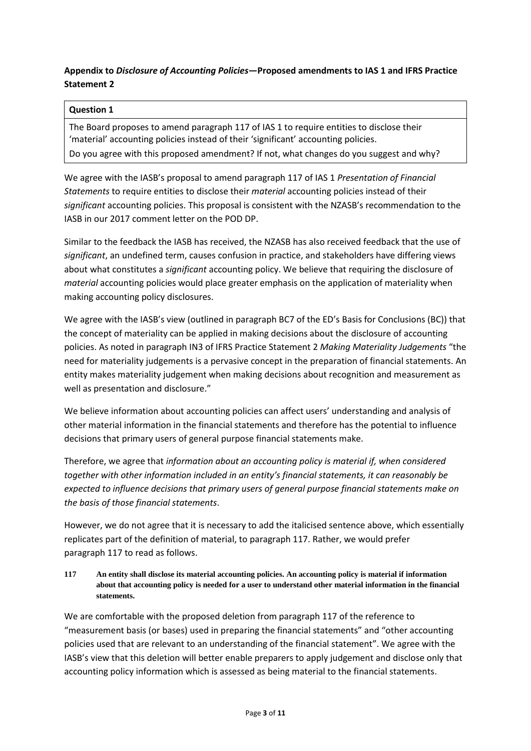**Appendix to *Disclosure of Accounting Policies*—Proposed amendments to IAS 1 and IFRS Practice Statement 2**

| **Question 1** |
| --- |
| The Board proposes to amend paragraph 117 of IAS 1 to require entities to disclose their 'material' accounting policies instead of their 'significant' accounting policies. Do you agree with this proposed amendment? If not, what changes do you suggest and why? |

We agree with the IASB's proposal to amend paragraph 117 of IAS 1 *Presentation of Financial Statements* to require entities to disclose their *material* accounting policies instead of their *significant* accounting policies. This proposal is consistent with the NZASB's recommendation to the IASB in our 2017 comment letter on the POD DP.

Similar to the feedback the IASB has received, the NZASB has also received feedback that the use of *significant*, an undefined term, causes confusion in practice, and stakeholders have differing views about what constitutes a *significant* accounting policy. We believe that requiring the disclosure of *material* accounting policies would place greater emphasis on the application of materiality when making accounting policy disclosures.

We agree with the IASB's view (outlined in paragraph BC7 of the ED's Basis for Conclusions (BC)) that the concept of materiality can be applied in making decisions about the disclosure of accounting policies. As noted in paragraph IN3 of IFRS Practice Statement 2 *Making Materiality Judgements* "the need for materiality judgements is a pervasive concept in the preparation of financial statements. An entity makes materiality judgement when making decisions about recognition and measurement as well as presentation and disclosure."

We believe information about accounting policies can affect users' understanding and analysis of other material information in the financial statements and therefore has the potential to influence decisions that primary users of general purpose financial statements make.

Therefore, we agree that *information about an accounting policy is material if, when considered together with other information included in an entity's financial statements, it can reasonably be expected to influence decisions that primary users of general purpose financial statements make on the basis of those financial statements*.

However, we do not agree that it is necessary to add the italicised sentence above, which essentially replicates part of the definition of material, to paragraph 117. Rather, we would prefer paragraph 117 to read as follows.

**117 An entity shall disclose its material accounting policies. An accounting policy is material if information about that accounting policy is needed for a user to understand other material information in the financial statements.**

We are comfortable with the proposed deletion from paragraph 117 of the reference to "measurement basis (or bases) used in preparing the financial statements" and "other accounting policies used that are relevant to an understanding of the financial statement". We agree with the IASB's view that this deletion will better enable preparers to apply judgement and disclose only that accounting policy information which is assessed as being material to the financial statements.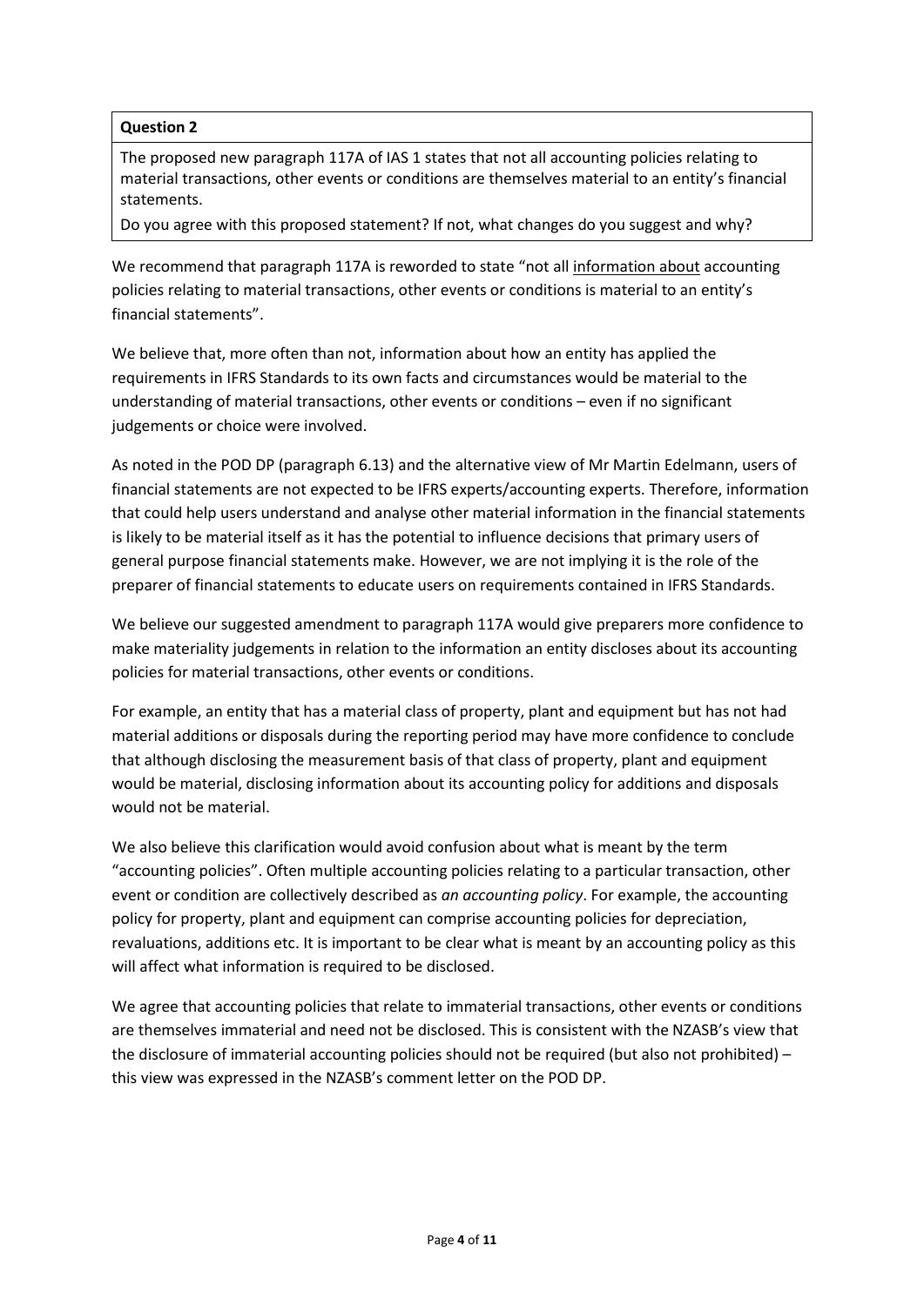**Question 2**

The proposed new paragraph 117A of IAS 1 states that not all accounting policies relating to material transactions, other events or conditions are themselves material to an entity's financial statements.

Do you agree with this proposed statement? If not, what changes do you suggest and why?

We recommend that paragraph 117A is reworded to state "not all <u>information about</u> accounting policies relating to material transactions, other events or conditions is material to an entity's financial statements".

We believe that, more often than not, information about how an entity has applied the requirements in IFRS Standards to its own facts and circumstances would be material to the understanding of material transactions, other events or conditions – even if no significant judgements or choice were involved.

As noted in the POD DP (paragraph 6.13) and the alternative view of Mr Martin Edelmann, users of financial statements are not expected to be IFRS experts/accounting experts. Therefore, information that could help users understand and analyse other material information in the financial statements is likely to be material itself as it has the potential to influence decisions that primary users of general purpose financial statements make. However, we are not implying it is the role of the preparer of financial statements to educate users on requirements contained in IFRS Standards.

We believe our suggested amendment to paragraph 117A would give preparers more confidence to make materiality judgements in relation to the information an entity discloses about its accounting policies for material transactions, other events or conditions.

For example, an entity that has a material class of property, plant and equipment but has not had material additions or disposals during the reporting period may have more confidence to conclude that although disclosing the measurement basis of that class of property, plant and equipment would be material, disclosing information about its accounting policy for additions and disposals would not be material.

We also believe this clarification would avoid confusion about what is meant by the term "accounting policies". Often multiple accounting policies relating to a particular transaction, other event or condition are collectively described as *an accounting policy*. For example, the accounting policy for property, plant and equipment can comprise accounting policies for depreciation, revaluations, additions etc. It is important to be clear what is meant by an accounting policy as this will affect what information is required to be disclosed.

We agree that accounting policies that relate to immaterial transactions, other events or conditions are themselves immaterial and need not be disclosed. This is consistent with the NZASB's view that the disclosure of immaterial accounting policies should not be required (but also not prohibited) – this view was expressed in the NZASB's comment letter on the POD DP.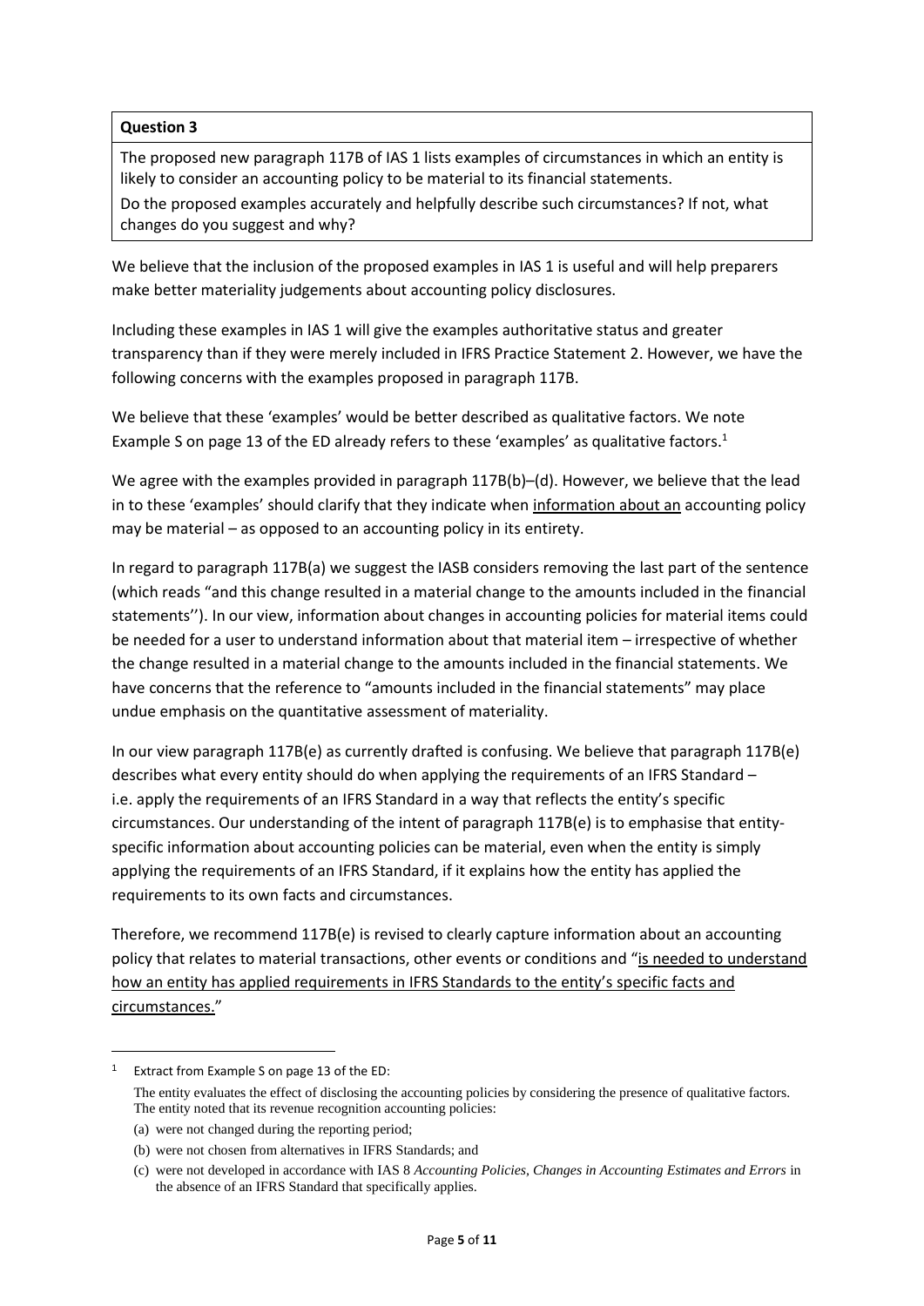**Question 3**

The proposed new paragraph 117B of IAS 1 lists examples of circumstances in which an entity is likely to consider an accounting policy to be material to its financial statements.

Do the proposed examples accurately and helpfully describe such circumstances? If not, what changes do you suggest and why?

We believe that the inclusion of the proposed examples in IAS 1 is useful and will help preparers make better materiality judgements about accounting policy disclosures.

Including these examples in IAS 1 will give the examples authoritative status and greater transparency than if they were merely included in IFRS Practice Statement 2. However, we have the following concerns with the examples proposed in paragraph 117B.

We believe that these 'examples' would be better described as qualitative factors. We note Example S on page 13 of the ED already refers to these 'examples' as qualitative factors.[1]

We agree with the examples provided in paragraph 117B(b)–(d). However, we believe that the lead in to these 'examples' should clarify that they indicate when <u>information about an</u> accounting policy may be material – as opposed to an accounting policy in its entirety.

In regard to paragraph 117B(a) we suggest the IASB considers removing the last part of the sentence (which reads "and this change resulted in a material change to the amounts included in the financial statements''). In our view, information about changes in accounting policies for material items could be needed for a user to understand information about that material item – irrespective of whether the change resulted in a material change to the amounts included in the financial statements. We have concerns that the reference to "amounts included in the financial statements" may place undue emphasis on the quantitative assessment of materiality.

In our view paragraph 117B(e) as currently drafted is confusing. We believe that paragraph 117B(e) describes what every entity should do when applying the requirements of an IFRS Standard – i.e. apply the requirements of an IFRS Standard in a way that reflects the entity's specific circumstances. Our understanding of the intent of paragraph 117B(e) is to emphasise that entity-specific information about accounting policies can be material, even when the entity is simply applying the requirements of an IFRS Standard, if it explains how the entity has applied the requirements to its own facts and circumstances.

Therefore, we recommend 117B(e) is revised to clearly capture information about an accounting policy that relates to material transactions, other events or conditions and "<u>is needed to understand how an entity has applied requirements in IFRS Standards to the entity's specific facts and circumstances.</u>"

---

[1] Extract from Example S on page 13 of the ED:

The entity evaluates the effect of disclosing the accounting policies by considering the presence of qualitative factors. The entity noted that its revenue recognition accounting policies:

(a) were not changed during the reporting period;

(b) were not chosen from alternatives in IFRS Standards; and

(c) were not developed in accordance with IAS 8 *Accounting Policies, Changes in Accounting Estimates and Errors* in the absence of an IFRS Standard that specifically applies.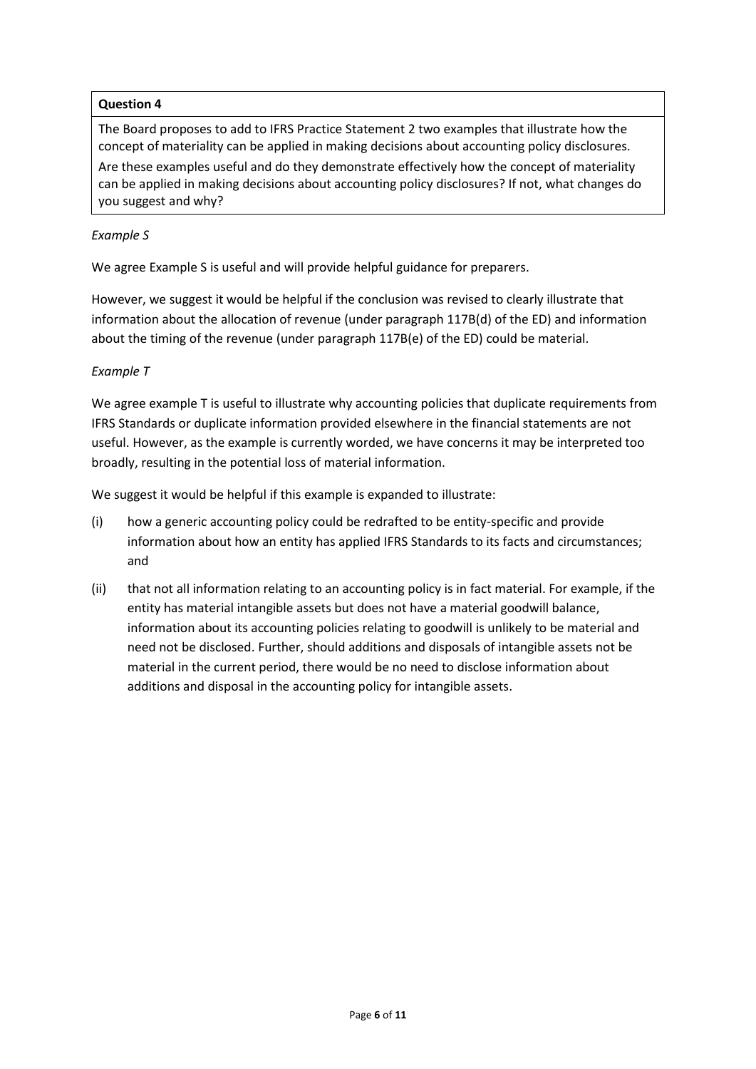**Question 4**

The Board proposes to add to IFRS Practice Statement 2 two examples that illustrate how the concept of materiality can be applied in making decisions about accounting policy disclosures.

Are these examples useful and do they demonstrate effectively how the concept of materiality can be applied in making decisions about accounting policy disclosures? If not, what changes do you suggest and why?

*Example S*

We agree Example S is useful and will provide helpful guidance for preparers.

However, we suggest it would be helpful if the conclusion was revised to clearly illustrate that information about the allocation of revenue (under paragraph 117B(d) of the ED) and information about the timing of the revenue (under paragraph 117B(e) of the ED) could be material.

*Example T*

We agree example T is useful to illustrate why accounting policies that duplicate requirements from IFRS Standards or duplicate information provided elsewhere in the financial statements are not useful. However, as the example is currently worded, we have concerns it may be interpreted too broadly, resulting in the potential loss of material information.

We suggest it would be helpful if this example is expanded to illustrate:

(i) how a generic accounting policy could be redrafted to be entity-specific and provide information about how an entity has applied IFRS Standards to its facts and circumstances; and

(ii) that not all information relating to an accounting policy is in fact material. For example, if the entity has material intangible assets but does not have a material goodwill balance, information about its accounting policies relating to goodwill is unlikely to be material and need not be disclosed. Further, should additions and disposals of intangible assets not be material in the current period, there would be no need to disclose information about additions and disposal in the accounting policy for intangible assets.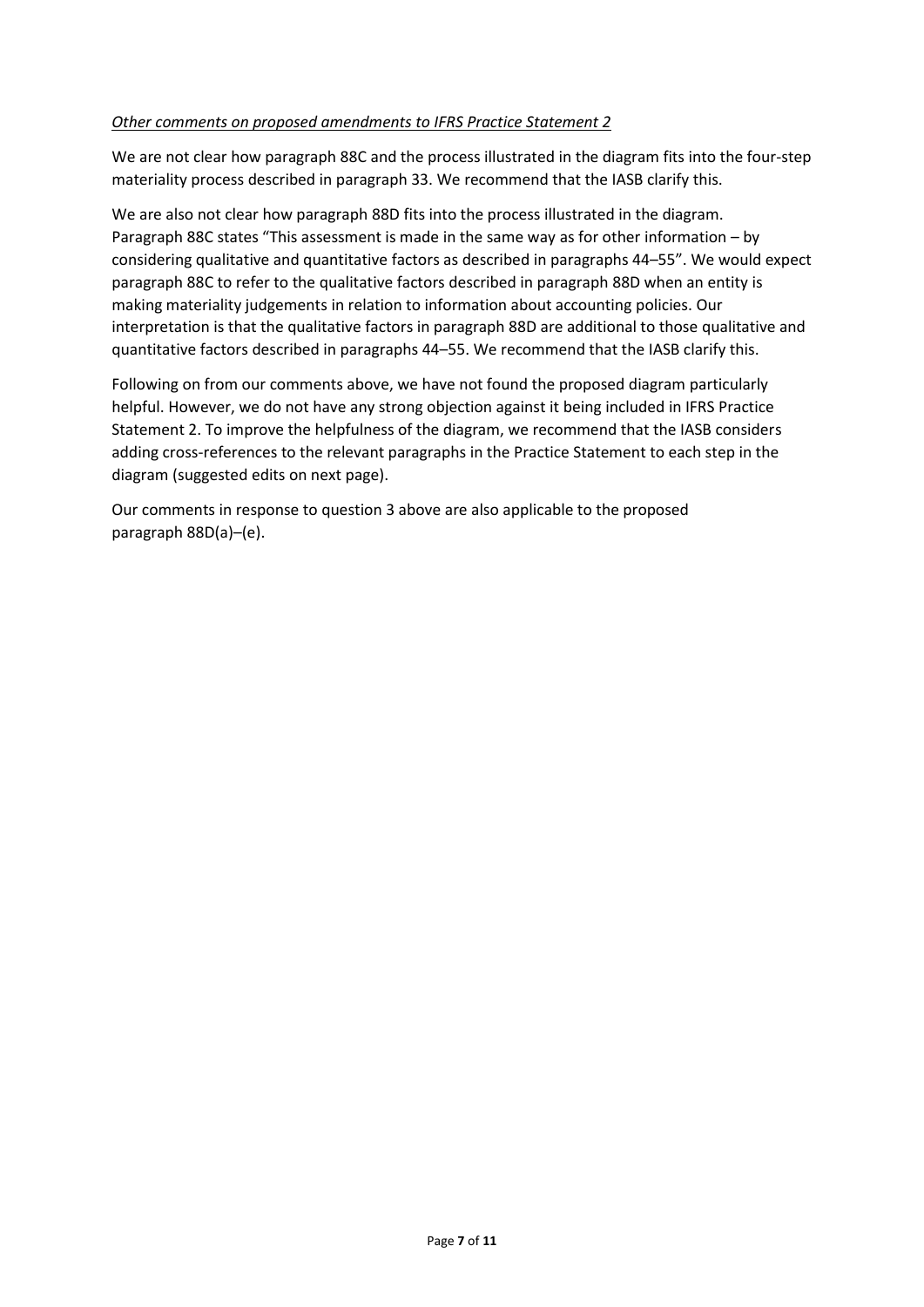*Other comments on proposed amendments to IFRS Practice Statement 2*

We are not clear how paragraph 88C and the process illustrated in the diagram fits into the four-step materiality process described in paragraph 33. We recommend that the IASB clarify this.

We are also not clear how paragraph 88D fits into the process illustrated in the diagram. Paragraph 88C states "This assessment is made in the same way as for other information – by considering qualitative and quantitative factors as described in paragraphs 44–55". We would expect paragraph 88C to refer to the qualitative factors described in paragraph 88D when an entity is making materiality judgements in relation to information about accounting policies. Our interpretation is that the qualitative factors in paragraph 88D are additional to those qualitative and quantitative factors described in paragraphs 44–55. We recommend that the IASB clarify this.

Following on from our comments above, we have not found the proposed diagram particularly helpful. However, we do not have any strong objection against it being included in IFRS Practice Statement 2. To improve the helpfulness of the diagram, we recommend that the IASB considers adding cross-references to the relevant paragraphs in the Practice Statement to each step in the diagram (suggested edits on next page).

Our comments in response to question 3 above are also applicable to the proposed paragraph 88D(a)–(e).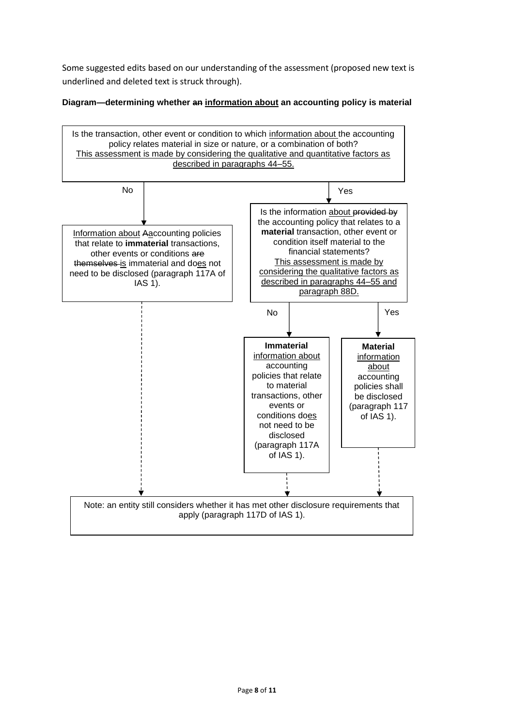Some suggested edits based on our understanding of the assessment (proposed new text is underlined and deleted text is struck through).

**Diagram—determining whether ~~an~~ <u>information about</u> an accounting policy is material**

Is the transaction, other event or condition to which <u>information about</u> the accounting policy relates material in size or nature, or a combination of both?
<u>This assessment is made by considering the qualitative and quantitative factors as described in paragraphs 44–55.</u>

**No:**

<u>Information about</u> ~~A~~<u>a</u>ccounting policies that relate to **immaterial** transactions, other events or conditions ~~are themselves~~ <u>is</u> immaterial and do<u>es</u> not need to be disclosed (paragraph 117A of IAS 1).

**Yes:**

Is the information <u>about</u> ~~provided by~~ the accounting policy that relates to a **material** transaction, other event or condition itself material to the financial statements?
<u>This assessment is made by considering the qualitative factors as described in paragraphs 44–55 and paragraph 88D.</u>

- **No:** **Immaterial** <u>information about</u> accounting policies that relate to material transactions, other events or conditions do<u>es</u> not need to be disclosed (paragraph 117A of IAS 1).
- **Yes:** **Material** <u>information about</u> accounting policies shall be disclosed (paragraph 117 of IAS 1).

Note: an entity still considers whether it has met other disclosure requirements that apply (paragraph 117D of IAS 1).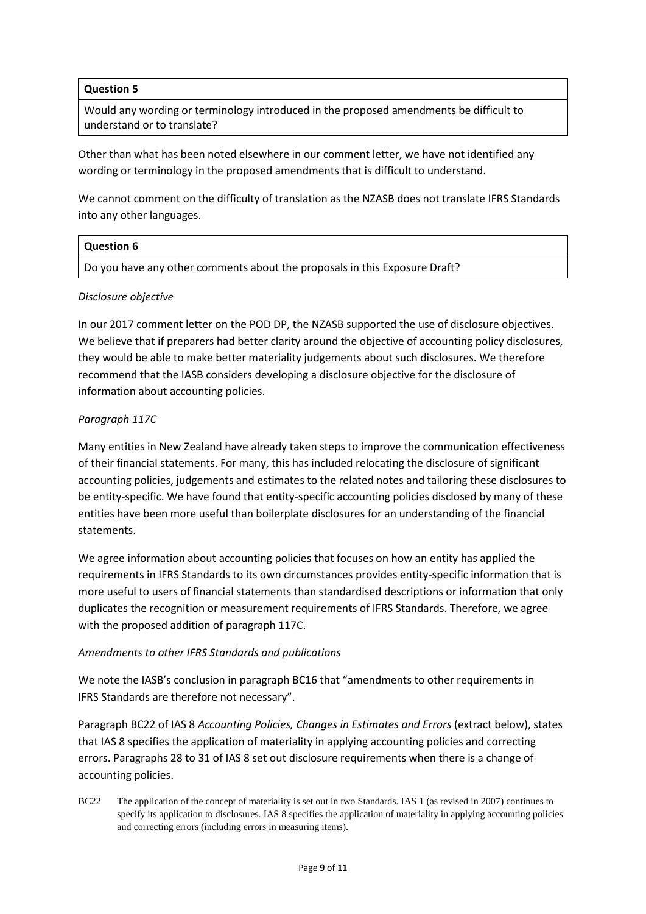**Question 5**

Would any wording or terminology introduced in the proposed amendments be difficult to understand or to translate?

Other than what has been noted elsewhere in our comment letter, we have not identified any wording or terminology in the proposed amendments that is difficult to understand.

We cannot comment on the difficulty of translation as the NZASB does not translate IFRS Standards into any other languages.

**Question 6**

Do you have any other comments about the proposals in this Exposure Draft?

*Disclosure objective*

In our 2017 comment letter on the POD DP, the NZASB supported the use of disclosure objectives. We believe that if preparers had better clarity around the objective of accounting policy disclosures, they would be able to make better materiality judgements about such disclosures. We therefore recommend that the IASB considers developing a disclosure objective for the disclosure of information about accounting policies.

*Paragraph 117C*

Many entities in New Zealand have already taken steps to improve the communication effectiveness of their financial statements. For many, this has included relocating the disclosure of significant accounting policies, judgements and estimates to the related notes and tailoring these disclosures to be entity-specific. We have found that entity-specific accounting policies disclosed by many of these entities have been more useful than boilerplate disclosures for an understanding of the financial statements.

We agree information about accounting policies that focuses on how an entity has applied the requirements in IFRS Standards to its own circumstances provides entity-specific information that is more useful to users of financial statements than standardised descriptions or information that only duplicates the recognition or measurement requirements of IFRS Standards. Therefore, we agree with the proposed addition of paragraph 117C.

*Amendments to other IFRS Standards and publications*

We note the IASB's conclusion in paragraph BC16 that "amendments to other requirements in IFRS Standards are therefore not necessary".

Paragraph BC22 of IAS 8 *Accounting Policies, Changes in Estimates and Errors* (extract below), states that IAS 8 specifies the application of materiality in applying accounting policies and correcting errors. Paragraphs 28 to 31 of IAS 8 set out disclosure requirements when there is a change of accounting policies.

BC22 The application of the concept of materiality is set out in two Standards. IAS 1 (as revised in 2007) continues to specify its application to disclosures. IAS 8 specifies the application of materiality in applying accounting policies and correcting errors (including errors in measuring items).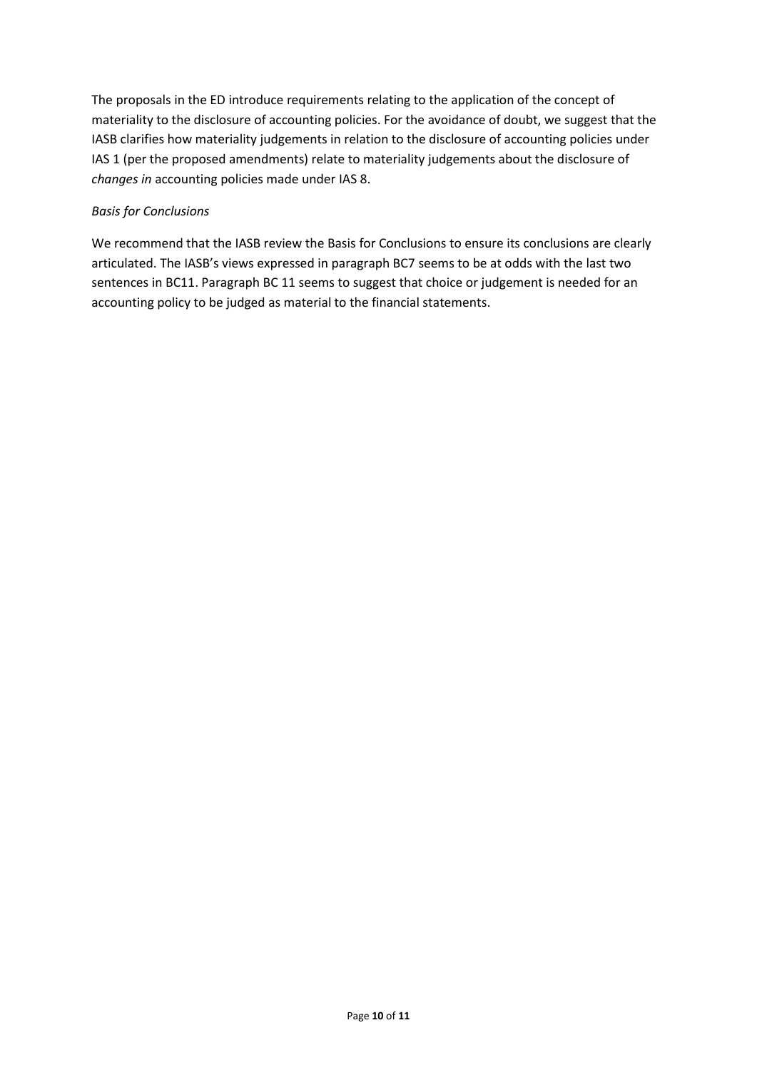The proposals in the ED introduce requirements relating to the application of the concept of materiality to the disclosure of accounting policies. For the avoidance of doubt, we suggest that the IASB clarifies how materiality judgements in relation to the disclosure of accounting policies under IAS 1 (per the proposed amendments) relate to materiality judgements about the disclosure of *changes in* accounting policies made under IAS 8.

*Basis for Conclusions*

We recommend that the IASB review the Basis for Conclusions to ensure its conclusions are clearly articulated. The IASB's views expressed in paragraph BC7 seems to be at odds with the last two sentences in BC11. Paragraph BC 11 seems to suggest that choice or judgement is needed for an accounting policy to be judged as material to the financial statements.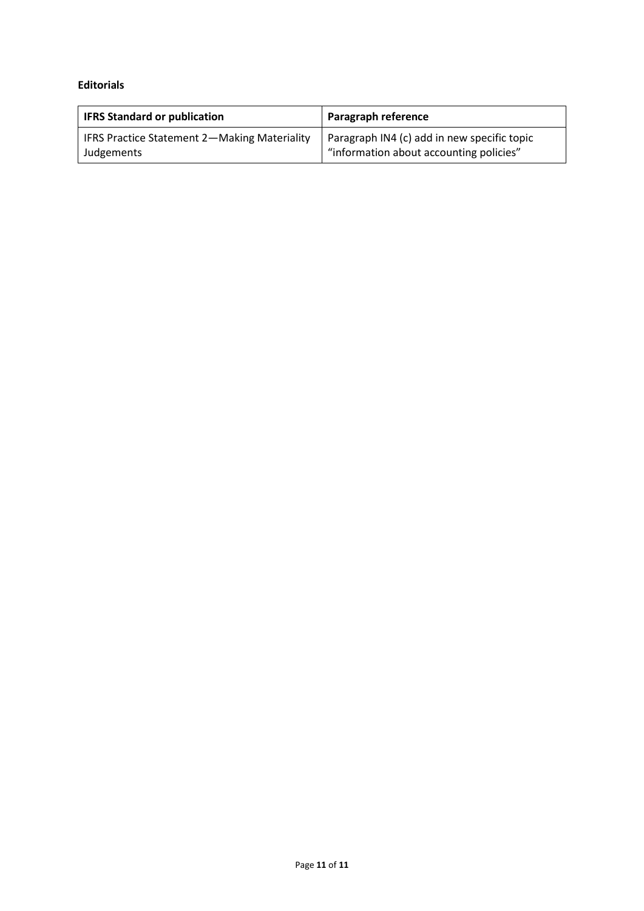**Editorials**

| IFRS Standard or publication | Paragraph reference |
| --- | --- |
| IFRS Practice Statement 2—Making Materiality Judgements | Paragraph IN4 (c) add in new specific topic "information about accounting policies" |